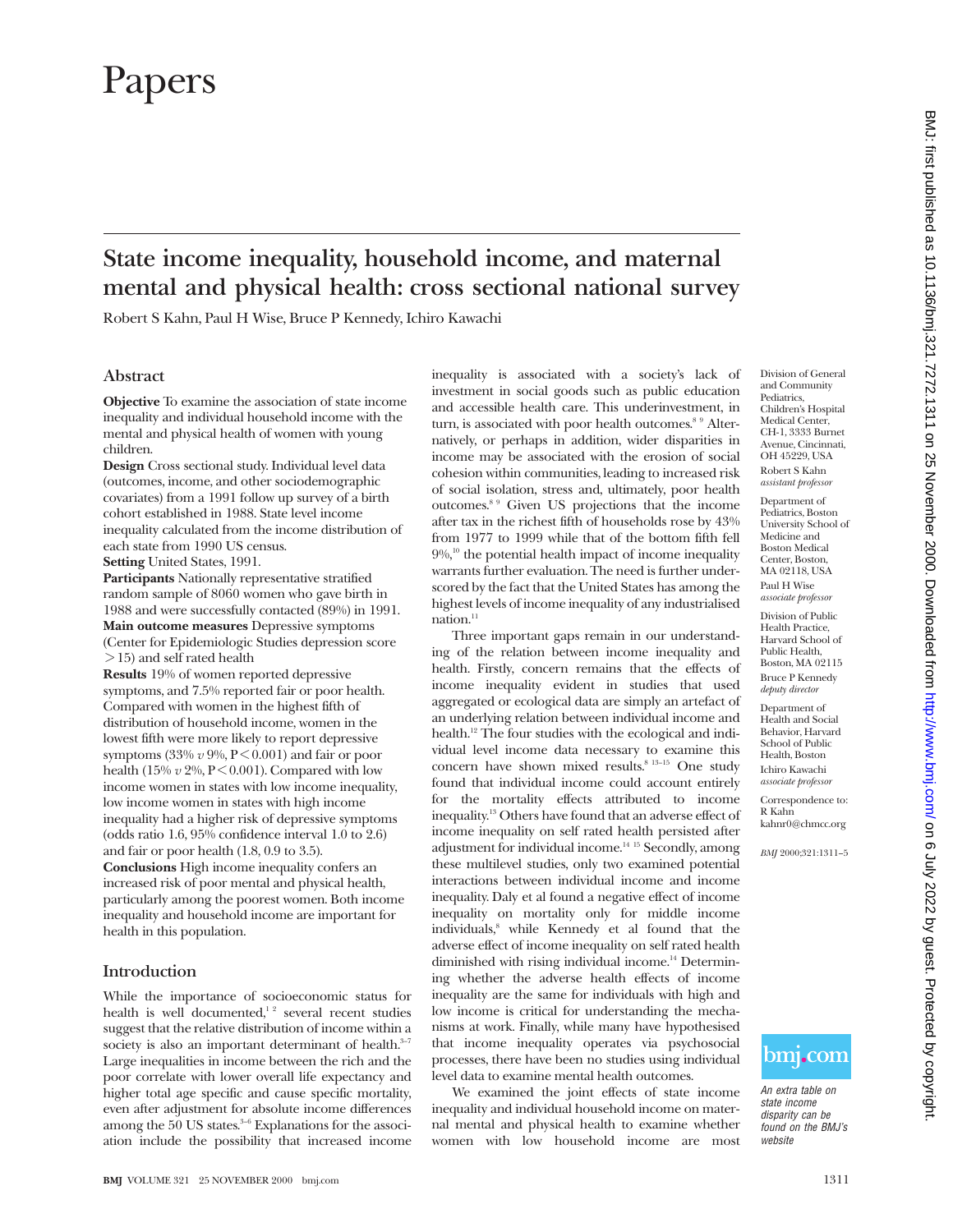# Papers

## State income inequality, household income, and maternal mental and physical health: cross sectional national survey

Robert S Kahn, Paul H Wise, Bruce P Kennedy, Ichiro Kawachi

### Abstract

**Objective** To examine the association of state income inequality and individual household income with the mental and physical health of women with young children.

**Design** Cross sectional study. Individual level data (outcomes, income, and other sociodemographic covariates) from a 1991 follow up survey of a birth cohort established in 1988. State level income inequality calculated from the income distribution of each state from 1990 US census.

**Setting** United States, 1991.

**Participants** Nationally representative stratified random sample of 8060 women who gave birth in 1988 and were successfully contacted (89%) in 1991.

**Main outcome measures** Depressive symptoms (Center for Epidemiologic Studies depression score >15) and self rated health

**Results** 19% of women reported depressive symptoms, and 7.5% reported fair or poor health. Compared with women in the highest fifth of distribution of household income, women in the lowest fifth were more likely to report depressive symptoms (33% *v* 9%, P<0.001) and fair or poor health (15% *v* 2%, P<0.001). Compared with low income women in states with low income inequality, low income women in states with high income inequality had a higher risk of depressive symptoms (odds ratio 1.6, 95% confidence interval 1.0 to 2.6) and fair or poor health (1.8, 0.9 to 3.5).

**Conclusions** High income inequality confers an increased risk of poor mental and physical health, particularly among the poorest women. Both income inequality and household income are important for health in this population.

### Introduction

While the importance of socioeconomic status for health is well documented,[1 2] several recent studies suggest that the relative distribution of income within a society is also an important determinant of health.[3–7] Large inequalities in income between the rich and the poor correlate with lower overall life expectancy and higher total age specific and cause specific mortality, even after adjustment for absolute income differences among the 50 US states.[3–6] Explanations for the association include the possibility that increased income inequality is associated with a society's lack of investment in social goods such as public education and accessible health care. This underinvestment, in turn, is associated with poor health outcomes.[8 9] Alternatively, or perhaps in addition, wider disparities in income may be associated with the erosion of social cohesion within communities, leading to increased risk of social isolation, stress and, ultimately, poor health outcomes.[8 9] Given US projections that the income after tax in the richest fifth of households rose by 43% from 1977 to 1999 while that of the bottom fifth fell 9%,[10] the potential health impact of income inequality warrants further evaluation. The need is further underscored by the fact that the United States has among the highest levels of income inequality of any industrialised nation.[11]

Three important gaps remain in our understanding of the relation between income inequality and health. Firstly, concern remains that the effects of income inequality evident in studies that used aggregated or ecological data are simply an artefact of an underlying relation between individual income and health.[12] The four studies with the ecological and individual level income data necessary to examine this concern have shown mixed results.[8 13–15] One study found that individual income could account entirely for the mortality effects attributed to income inequality.[13] Others have found that an adverse effect of income inequality on self rated health persisted after adjustment for individual income.[14 15] Secondly, among these multilevel studies, only two examined potential interactions between individual income and income inequality. Daly et al found a negative effect of income inequality on mortality only for middle income individuals,[8] while Kennedy et al found that the adverse effect of income inequality on self rated health diminished with rising individual income.[14] Determining whether the adverse health effects of income inequality are the same for individuals with high and low income is critical for understanding the mechanisms at work. Finally, while many have hypothesised that income inequality operates via psychosocial processes, there have been no studies using individual level data to examine mental health outcomes.

We examined the joint effects of state income inequality and individual household income on maternal mental and physical health to examine whether women with low household income are most

Division of General and Community Pediatrics, Children's Hospital Medical Center, CH-1, 3333 Burnet Avenue, Cincinnati, OH 45229, USA
Robert S Kahn *assistant professor*

Department of Pediatrics, Boston University School of Medicine and Boston Medical Center, Boston, MA 02118, USA
Paul H Wise *associate professor*

Division of Public Health Practice, Harvard School of Public Health, Boston, MA 02115
Bruce P Kennedy *deputy director*

Department of Health and Social Behavior, Harvard School of Public Health, Boston
Ichiro Kawachi *associate professor*

Correspondence to: R Kahn kahnr0@chmcc.org

*BMJ* 2000;321:1311–5

*An extra table on state income disparity can be found on the BMJ's website*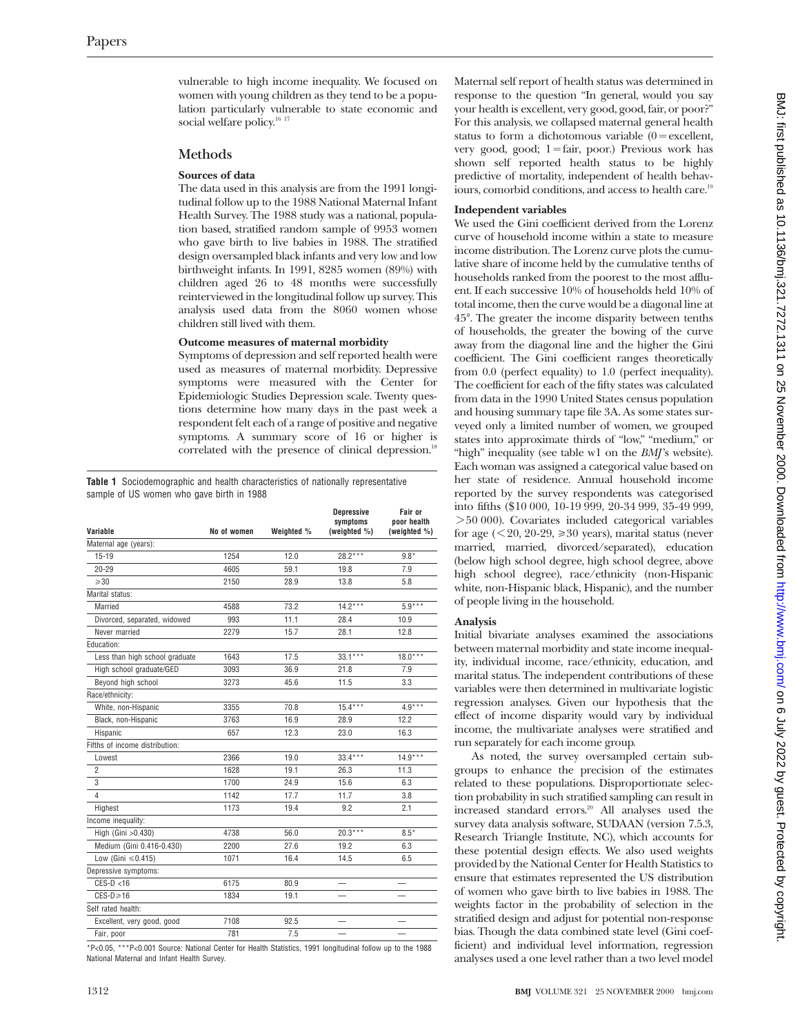vulnerable to high income inequality. We focused on women with young children as they tend to be a population particularly vulnerable to state economic and social welfare policy.[16 17]

## Methods

### Sources of data

The data used in this analysis are from the 1991 longitudinal follow up to the 1988 National Maternal Infant Health Survey. The 1988 study was a national, population based, stratified random sample of 9953 women who gave birth to live babies in 1988. The stratified design oversampled black infants and very low and low birthweight infants. In 1991, 8285 women (89%) with children aged 26 to 48 months were successfully reinterviewed in the longitudinal follow up survey. This analysis used data from the 8060 women whose children still lived with them.

### Outcome measures of maternal morbidity

Symptoms of depression and self reported health were used as measures of maternal morbidity. Depressive symptoms were measured with the Center for Epidemiologic Studies Depression scale. Twenty questions determine how many days in the past week a respondent felt each of a range of positive and negative symptoms. A summary score of 16 or higher is correlated with the presence of clinical depression.[18]

**Table 1** Sociodemographic and health characteristics of nationally representative sample of US women who gave birth in 1988

| Variable | No of women | Weighted % | Depressive symptoms (weighted %) | Fair or poor health (weighted %) |
|---|---|---|---|---|
| Maternal age (years): | | | | |
| 15-19 | 1254 | 12.0 | 28.2*** | 9.8* |
| 20-29 | 4605 | 59.1 | 19.8 | 7.9 |
| ≥30 | 2150 | 28.9 | 13.8 | 5.8 |
| Marital status: | | | | |
| Married | 4588 | 73.2 | 14.2*** | 5.9*** |
| Divorced, separated, widowed | 993 | 11.1 | 28.4 | 10.9 |
| Never married | 2279 | 15.7 | 28.1 | 12.8 |
| Education: | | | | |
| Less than high school graduate | 1643 | 17.5 | 33.1*** | 18.0*** |
| High school graduate/GED | 3093 | 36.9 | 21.8 | 7.9 |
| Beyond high school | 3273 | 45.6 | 11.5 | 3.3 |
| Race/ethnicity: | | | | |
| White, non-Hispanic | 3355 | 70.8 | 15.4*** | 4.9*** |
| Black, non-Hispanic | 3763 | 16.9 | 28.9 | 12.2 |
| Hispanic | 657 | 12.3 | 23.0 | 16.3 |
| Fifths of income distribution: | | | | |
| Lowest | 2366 | 19.0 | 33.4*** | 14.9*** |
| 2 | 1628 | 19.1 | 26.3 | 11.3 |
| 3 | 1700 | 24.9 | 15.6 | 6.3 |
| 4 | 1142 | 17.7 | 11.7 | 3.8 |
| Highest | 1173 | 19.4 | 9.2 | 2.1 |
| Income inequality: | | | | |
| High (Gini >0.430) | 4738 | 56.0 | 20.3*** | 8.5* |
| Medium (Gini 0.416-0.430) | 2200 | 27.6 | 19.2 | 6.3 |
| Low (Gini ≤0.415) | 1071 | 16.4 | 14.5 | 6.5 |
| Depressive symptoms: | | | | |
| CES-D <16 | 6175 | 80.9 | — | — |
| CES-D≥16 | 1834 | 19.1 | — | — |
| Self rated health: | | | | |
| Excellent, very good, good | 7108 | 92.5 | — | — |
| Fair, poor | 781 | 7.5 | — | — |

*P<0.05, ***P<0.001 Source: National Center for Health Statistics, 1991 longitudinal follow up to the 1988 National Maternal and Infant Health Survey.

Maternal self report of health status was determined in response to the question "In general, would you say your health is excellent, very good, good, fair, or poor?" For this analysis, we collapsed maternal general health status to form a dichotomous variable (0 = excellent, very good, good; 1 = fair, poor.) Previous work has shown self reported health status to be highly predictive of mortality, independent of health behaviours, comorbid conditions, and access to health care.[19]

### Independent variables

We used the Gini coefficient derived from the Lorenz curve of household income within a state to measure income distribution. The Lorenz curve plots the cumulative share of income held by the cumulative tenths of households ranked from the poorest to the most affluent. If each successive 10% of households held 10% of total income, then the curve would be a diagonal line at 45°. The greater the income disparity between tenths of households, the greater the bowing of the curve away from the diagonal line and the higher the Gini coefficient. The Gini coefficient ranges theoretically from 0.0 (perfect equality) to 1.0 (perfect inequality). The coefficient for each of the fifty states was calculated from data in the 1990 United States census population and housing summary tape file 3A. As some states surveyed only a limited number of women, we grouped states into approximate thirds of "low," "medium," or "high" inequality (see table w1 on the *BMJ*'s website). Each woman was assigned a categorical value based on her state of residence. Annual household income reported by the survey respondents was categorised into fifths ($10 000, 10-19 999, 20-34 999, 35-49 999, >50 000). Covariates included categorical variables for age (<20, 20-29, ≥30 years), marital status (never married, married, divorced/separated), education (below high school degree, high school degree, above high school degree), race/ethnicity (non-Hispanic white, non-Hispanic black, Hispanic), and the number of people living in the household.

### Analysis

Initial bivariate analyses examined the associations between maternal morbidity and state income inequality, individual income, race/ethnicity, education, and marital status. The independent contributions of these variables were then determined in multivariate logistic regression analyses. Given our hypothesis that the effect of income disparity would vary by individual income, the multivariate analyses were stratified and run separately for each income group.

As noted, the survey oversampled certain subgroups to enhance the precision of the estimates related to these populations. Disproportionate selection probability in such stratified sampling can result in increased standard errors.[20] All analyses used the survey data analysis software, SUDAAN (version 7.5.3, Research Triangle Institute, NC), which accounts for these potential design effects. We also used weights provided by the National Center for Health Statistics to ensure that estimates represented the US distribution of women who gave birth to live babies in 1988. The weights factor in the probability of selection in the stratified design and adjust for potential non-response bias. Though the data combined state level (Gini coefficient) and individual level information, regression analyses used a one level rather than a two level model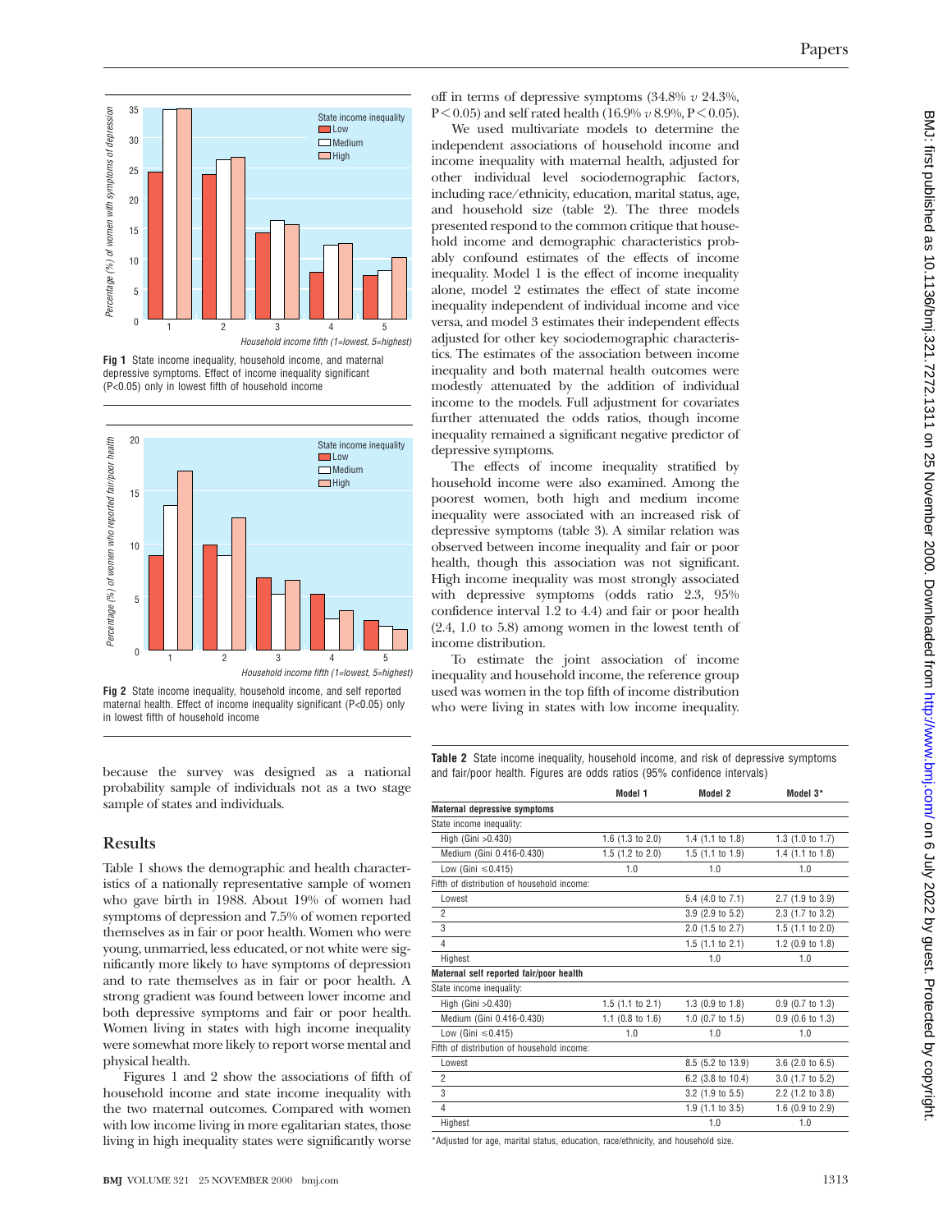Fig 1 State income inequality, household income, and maternal depressive symptoms. Effect of income inequality significant (P<0.05) only in lowest fifth of household income

Fig 2 State income inequality, household income, and self reported maternal health. Effect of income inequality significant (P<0.05) only in lowest fifth of household income

because the survey was designed as a national probability sample of individuals not as a two stage sample of states and individuals.

## Results

Table 1 shows the demographic and health characteristics of a nationally representative sample of women who gave birth in 1988. About 19% of women had symptoms of depression and 7.5% of women reported themselves as in fair or poor health. Women who were young, unmarried, less educated, or not white were significantly more likely to have symptoms of depression and to rate themselves as in fair or poor health. A strong gradient was found between lower income and both depressive symptoms and fair or poor health. Women living in states with high income inequality were somewhat more likely to report worse mental and physical health.

Figures 1 and 2 show the associations of fifth of household income and state income inequality with the two maternal outcomes. Compared with women with low income living in more egalitarian states, those living in high inequality states were significantly worse off in terms of depressive symptoms (34.8% *v* 24.3%, P < 0.05) and self rated health (16.9% *v* 8.9%, P < 0.05).

We used multivariate models to determine the independent associations of household income and income inequality with maternal health, adjusted for other individual level sociodemographic factors, including race/ethnicity, education, marital status, age, and household size (table 2). The three models presented respond to the common critique that household income and demographic characteristics probably confound estimates of the effects of income inequality. Model 1 is the effect of income inequality alone, model 2 estimates the effect of state income inequality independent of individual income and vice versa, and model 3 estimates their independent effects adjusted for other key sociodemographic characteristics. The estimates of the association between income inequality and both maternal health outcomes were modestly attenuated by the addition of individual income to the models. Full adjustment for covariates further attenuated the odds ratios, though income inequality remained a significant negative predictor of depressive symptoms.

The effects of income inequality stratified by household income were also examined. Among the poorest women, both high and medium income inequality were associated with an increased risk of depressive symptoms (table 3). A similar relation was observed between income inequality and fair or poor health, though this association was not significant. High income inequality was most strongly associated with depressive symptoms (odds ratio 2.3, 95% confidence interval 1.2 to 4.4) and fair or poor health (2.4, 1.0 to 5.8) among women in the lowest tenth of income distribution.

To estimate the joint association of income inequality and household income, the reference group used was women in the top fifth of income distribution who were living in states with low income inequality.

**Table 2** State income inequality, household income, and risk of depressive symptoms and fair/poor health. Figures are odds ratios (95% confidence intervals)

| | Model 1 | Model 2 | Model 3* |
|---|---|---|---|
| **Maternal depressive symptoms** | | | |
| State income inequality: | | | |
| High (Gini >0.430) | 1.6 (1.3 to 2.0) | 1.4 (1.1 to 1.8) | 1.3 (1.0 to 1.7) |
| Medium (Gini 0.416-0.430) | 1.5 (1.2 to 2.0) | 1.5 (1.1 to 1.9) | 1.4 (1.1 to 1.8) |
| Low (Gini ≤0.415) | 1.0 | 1.0 | 1.0 |
| Fifth of distribution of household income: | | | |
| Lowest | | 5.4 (4.0 to 7.1) | 2.7 (1.9 to 3.9) |
| 2 | | 3.9 (2.9 to 5.2) | 2.3 (1.7 to 3.2) |
| 3 | | 2.0 (1.5 to 2.7) | 1.5 (1.1 to 2.0) |
| 4 | | 1.5 (1.1 to 2.1) | 1.2 (0.9 to 1.8) |
| Highest | | 1.0 | 1.0 |
| **Maternal self reported fair/poor health** | | | |
| State income inequality: | | | |
| High (Gini >0.430) | 1.5 (1.1 to 2.1) | 1.3 (0.9 to 1.8) | 0.9 (0.7 to 1.3) |
| Medium (Gini 0.416-0.430) | 1.1 (0.8 to 1.6) | 1.0 (0.7 to 1.5) | 0.9 (0.6 to 1.3) |
| Low (Gini ≤0.415) | 1.0 | 1.0 | 1.0 |
| Fifth of distribution of household income: | | | |
| Lowest | | 8.5 (5.2 to 13.9) | 3.6 (2.0 to 6.5) |
| 2 | | 6.2 (3.8 to 10.4) | 3.0 (1.7 to 5.2) |
| 3 | | 3.2 (1.9 to 5.5) | 2.2 (1.2 to 3.8) |
| 4 | | 1.9 (1.1 to 3.5) | 1.6 (0.9 to 2.9) |
| Highest | | 1.0 | 1.0 |

*Adjusted for age, marital status, education, race/ethnicity, and household size.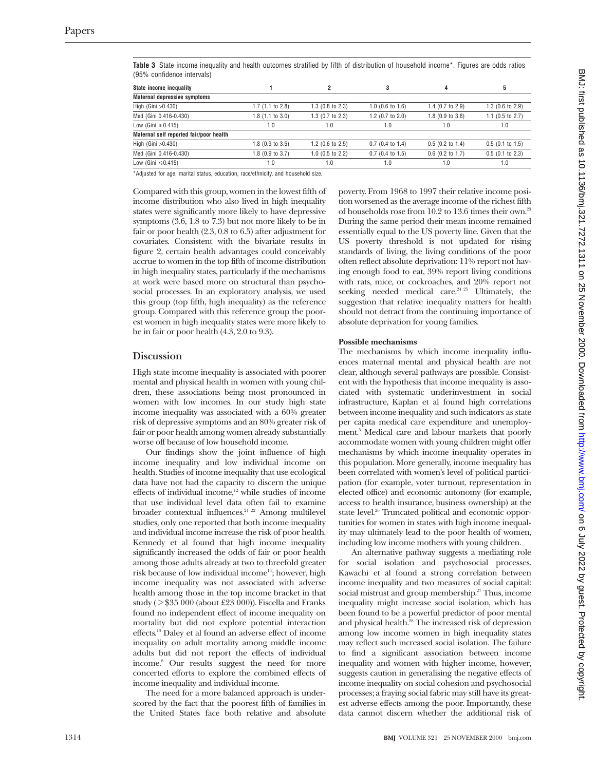**Table 3** State income inequality and health outcomes stratified by fifth of distribution of household income*. Figures are odds ratios (95% confidence intervals)

| State income inequality | 1 | 2 | 3 | 4 | 5 |
|---|---|---|---|---|---|
| **Maternal depressive symptoms** | | | | | |
| High (Gini >0.430) | 1.7 (1.1 to 2.8) | 1.3 (0.8 to 2.3) | 1.0 (0.6 to 1.6) | 1.4 (0.7 to 2.9) | 1.3 (0.6 to 2.9) |
| Med (Gini 0.416-0.430) | 1.8 (1.1 to 3.0) | 1.3 (0.7 to 2.3) | 1.2 (0.7 to 2.0) | 1.8 (0.9 to 3.8) | 1.1 (0.5 to 2.7) |
| Low (Gini ≤0.415) | 1.0 | 1.0 | 1.0 | 1.0 | 1.0 |
| **Maternal self reported fair/poor health** | | | | | |
| High (Gini >0.430) | 1.8 (0.9 to 3.5) | 1.2 (0.6 to 2.5) | 0.7 (0.4 to 1.4) | 0.5 (0.2 to 1.4) | 0.5 (0.1 to 1.5) |
| Med (Gini 0.416-0.430) | 1.8 (0.9 to 3.7) | 1.0 (0.5 to 2.2) | 0.7 (0.4 to 1.5) | 0.6 (0.2 to 1.7) | 0.5 (0.1 to 2.3) |
| Low (Gini ≤0.415) | 1.0 | 1.0 | 1.0 | 1.0 | 1.0 |

*Adjusted for age, marital status, education, race/ethnicity, and household size.

Compared with this group, women in the lowest fifth of income distribution who also lived in high inequality states were significantly more likely to have depressive symptoms (3.6, 1.8 to 7.3) but not more likely to be in fair or poor health (2.3, 0.8 to 6.5) after adjustment for covariates. Consistent with the bivariate results in figure 2, certain health advantages could conceivably accrue to women in the top fifth of income distribution in high inequality states, particularly if the mechanisms at work were based more on structural than psychosocial processes. In an exploratory analysis, we used this group (top fifth, high inequality) as the reference group. Compared with this reference group the poorest women in high inequality states were more likely to be in fair or poor health (4.3, 2.0 to 9.3).

## Discussion

High state income inequality is associated with poorer mental and physical health in women with young children, these associations being most pronounced in women with low incomes. In our study high state income inequality was associated with a 60% greater risk of depressive symptoms and an 80% greater risk of fair or poor health among women already substantially worse off because of low household income.

Our findings show the joint influence of high income inequality and low individual income on health. Studies of income inequality that use ecological data have not had the capacity to discern the unique effects of individual income,[12] while studies of income that use individual level data often fail to examine broader contextual influences.[21 22] Among multilevel studies, only one reported that both income inequality and individual income increase the risk of poor health. Kennedy et al found that high income inequality significantly increased the odds of fair or poor health among those adults already at two to threefold greater risk because of low individual income[14]; however, high income inequality was not associated with adverse health among those in the top income bracket in that study (>$35 000 (about £23 000)). Fiscella and Franks found no independent effect of income inequality on mortality but did not explore potential interaction effects.[13] Daley et al found an adverse effect of income inequality on adult mortality among middle income adults but did not report the effects of individual income.[8] Our results suggest the need for more concerted efforts to explore the combined effects of income inequality and individual income.

The need for a more balanced approach is underscored by the fact that the poorest fifth of families in the United States face both relative and absolute poverty. From 1968 to 1997 their relative income position worsened as the average income of the richest fifth of households rose from 10.2 to 13.6 times their own.[23] During the same period their mean income remained essentially equal to the US poverty line. Given that the US poverty threshold is not updated for rising standards of living, the living conditions of the poor often reflect absolute deprivation: 11% report not having enough food to eat, 39% report living conditions with rats, mice, or cockroaches, and 20% report not seeking needed medical care.[24 25] Ultimately, the suggestion that relative inequality matters for health should not detract from the continuing importance of absolute deprivation for young families.

### Possible mechanisms

The mechanisms by which income inequality influences maternal mental and physical health are not clear, although several pathways are possible. Consistent with the hypothesis that income inequality is associated with systematic underinvestment in social infrastructure, Kaplan et al found high correlations between income inequality and such indicators as state per capita medical care expenditure and unemployment.[5] Medical care and labour markets that poorly accommodate women with young children might offer mechanisms by which income inequality operates in this population. More generally, income inequality has been correlated with women's level of political participation (for example, voter turnout, representation in elected office) and economic autonomy (for example, access to health insurance, business ownership) at the state level.[26] Truncated political and economic opportunities for women in states with high income inequality may ultimately lead to the poor health of women, including low income mothers with young children.

An alternative pathway suggests a mediating role for social isolation and psychosocial processes. Kawachi et al found a strong correlation between income inequality and two measures of social capital: social mistrust and group membership.[27] Thus, income inequality might increase social isolation, which has been found to be a powerful predictor of poor mental and physical health.[28] The increased risk of depression among low income women in high inequality states may reflect such increased social isolation. The failure to find a significant association between income inequality and women with higher income, however, suggests caution in generalising the negative effects of income inequality on social cohesion and psychosocial processes; a fraying social fabric may still have its greatest adverse effects among the poor. Importantly, these data cannot discern whether the additional risk of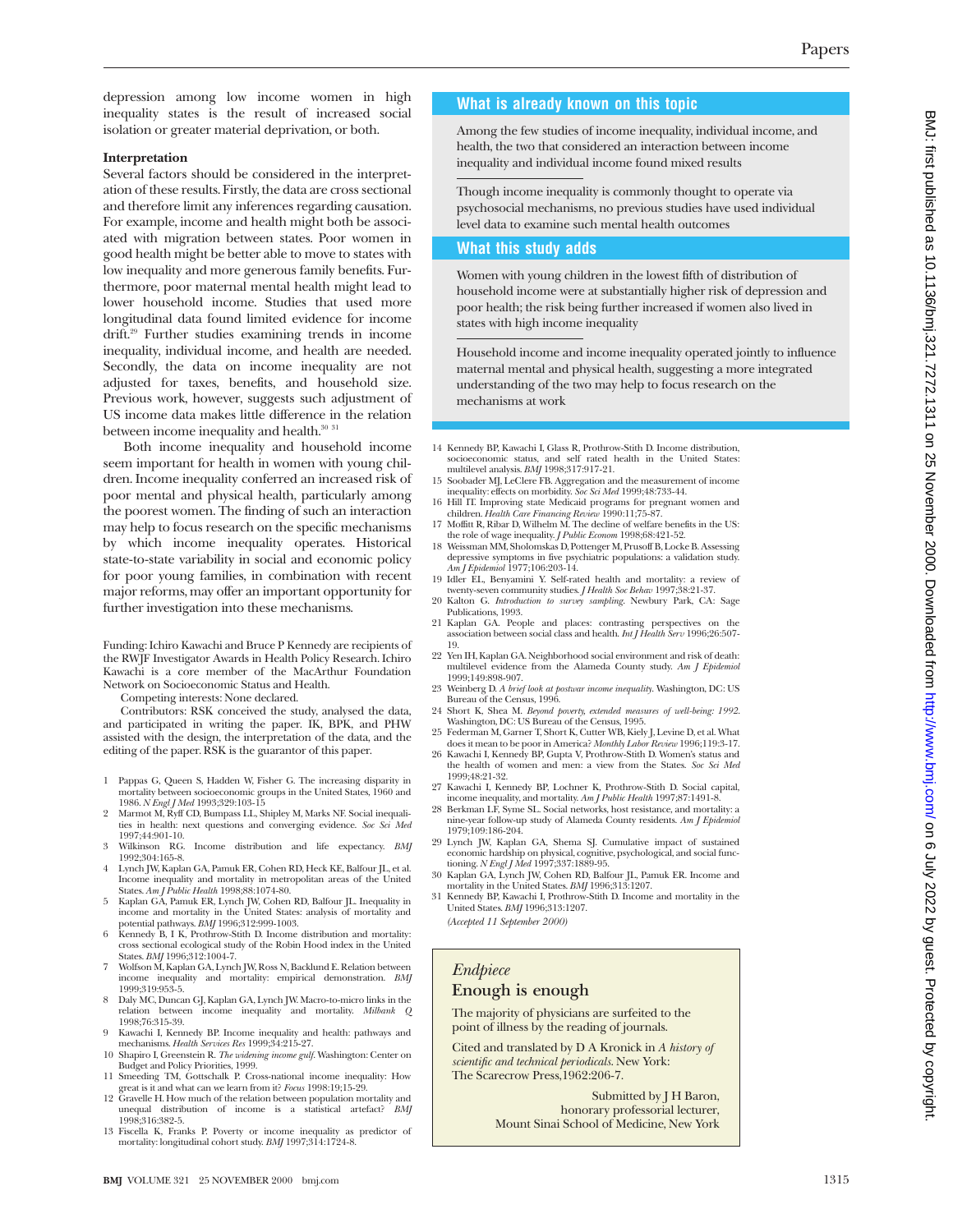depression among low income women in high inequality states is the result of increased social isolation or greater material deprivation, or both.

**Interpretation**

Several factors should be considered in the interpretation of these results. Firstly, the data are cross sectional and therefore limit any inferences regarding causation. For example, income and health might both be associated with migration between states. Poor women in good health might be better able to move to states with low inequality and more generous family benefits. Furthermore, poor maternal mental health might lead to lower household income. Studies that used more longitudinal data found limited evidence for income drift.[29] Further studies examining trends in income inequality, individual income, and health are needed. Secondly, the data on income inequality are not adjusted for taxes, benefits, and household size. Previous work, however, suggests such adjustment of US income data makes little difference in the relation between income inequality and health.[30 31]

Both income inequality and household income seem important for health in women with young children. Income inequality conferred an increased risk of poor mental and physical health, particularly among the poorest women. The finding of such an interaction may help to focus research on the specific mechanisms by which income inequality operates. Historical state-to-state variability in social and economic policy for poor young families, in combination with recent major reforms, may offer an important opportunity for further investigation into these mechanisms.

Funding: Ichiro Kawachi and Bruce P Kennedy are recipients of the RWJF Investigator Awards in Health Policy Research. Ichiro Kawachi is a core member of the MacArthur Foundation Network on Socioeconomic Status and Health.

Competing interests: None declared.

Contributors: RSK conceived the study, analysed the data, and participated in writing the paper. IK, BPK, and PHW assisted with the design, the interpretation of the data, and the editing of the paper. RSK is the guarantor of this paper.

1. Pappas G, Queen S, Hadden W, Fisher G. The increasing disparity in mortality between socioeconomic groups in the United States, 1960 and 1986. *N Engl J Med* 1993;329:103-15
2. Marmot M, Ryff CD, Bumpass LL, Shipley M, Marks NF. Social inequalities in health: next questions and converging evidence. *Soc Sci Med* 1997;44:901-10.
3. Wilkinson RG. Income distribution and life expectancy. *BMJ* 1992;304:165-8.
4. Lynch JW, Kaplan GA, Pamuk ER, Cohen RD, Heck KE, Balfour JL, et al. Income inequality and mortality in metropolitan areas of the United States. *Am J Public Health* 1998;88:1074-80.
5. Kaplan GA, Pamuk ER, Lynch JW, Cohen RD, Balfour JL. Inequality in income and mortality in the United States: analysis of mortality and potential pathways. *BMJ* 1996;312:999-1003.
6. Kennedy B, I K, Prothrow-Stith D. Income distribution and mortality: cross sectional ecological study of the Robin Hood index in the United States. *BMJ* 1996;312:1004-7.
7. Wolfson M, Kaplan GA, Lynch JW, Ross N, Backlund E. Relation between income inequality and mortality: empirical demonstration. *BMJ* 1999;319:953-5.
8. Daly MC, Duncan GJ, Kaplan GA, Lynch JW. Macro-to-micro links in the relation between income inequality and mortality. *Milbank Q* 1998;76:315-39.
9. Kawachi I, Kennedy BP. Income inequality and health: pathways and mechanisms. *Health Services Res* 1999;34:215-27.
10. Shapiro I, Greenstein R. *The widening income gulf*. Washington: Center on Budget and Policy Priorities, 1999.
11. Smeeding TM, Gottschalk P. Cross-national income inequality: How great is it and what can we learn from it? *Focus* 1998:19;15-29.
12. Gravelle H. How much of the relation between population mortality and unequal distribution of income is a statistical artefact? *BMJ* 1998;316:382-5.
13. Fiscella K, Franks P. Poverty or income inequality as predictor of mortality: longitudinal cohort study. *BMJ* 1997;314:1724-8.
14. Kennedy BP, Kawachi I, Glass R, Prothrow-Stith D. Income distribution, socioeconomic status, and self rated health in the United States: multilevel analysis. *BMJ* 1998;317:917-21.
15. Soobader MJ, LeClere FB. Aggregation and the measurement of income inequality: effects on morbidity. *Soc Sci Med* 1999;48:733-44.
16. Hill IT. Improving state Medicaid programs for pregnant women and children. *Health Care Financing Review* 1990:11;75-87.
17. Moffit R, Ribar D, Wilhelm M. The decline of welfare benefits in the US: the role of wage inequality. *J Public Econom* 1998;68:421-52.
18. Weissman MM, Sholomskas D, Pottenger M, Prusoff B, Locke B. Assessing depressive symptoms in five psychiatric populations: a validation study. *Am J Epidemiol* 1977;106:203-14.
19. Idler EL, Benyamini Y. Self-rated health and mortality: a review of twenty-seven community studies. *J Health Soc Behav* 1997;38:21-37.
20. Kalton G. *Introduction to survey sampling*. Newbury Park, CA: Sage Publications, 1993.
21. Kaplan GA. People and places: contrasting perspectives on the association between social class and health. *Int J Health Serv* 1996;26:507-19.
22. Yen IH, Kaplan GA. Neighborhood social environment and risk of death: multilevel evidence from the Alameda County study. *Am J Epidemiol* 1999;149:898-907.
23. Weinberg D. *A brief look at postwar income inequality*. Washington, DC: US Bureau of the Census, 1996.
24. Short K, Shea M. *Beyond poverty, extended measures of well-being: 1992*. Washington, DC: US Bureau of the Census, 1995.
25. Federman M, Garner T, Short K, Cutter WB, Kiely J, Levine D, et al. What does it mean to be poor in America? *Monthly Labor Review* 1996;119:3-17.
26. Kawachi I, Kennedy BP, Gupta V, Prothrow-Stith D. Women's status and the health of women and men: a view from the States. *Soc Sci Med* 1999;48:21-32.
27. Kawachi I, Kennedy BP, Lochner K, Prothrow-Stith D. Social capital, income inequality, and mortality. *Am J Public Health* 1997;87:1491-8.
28. Berkman LF, Syme SL. Social networks, host resistance, and mortality: a nine-year follow-up study of Alameda County residents. *Am J Epidemiol* 1979;109:186-204.
29. Lynch JW, Kaplan GA, Shema SJ. Cumulative impact of sustained economic hardship on physical, cognitive, psychological, and social functioning. *N Engl J Med* 1997;337:1889-95.
30. Kaplan GA, Lynch JW, Cohen RD, Balfour JL, Pamuk ER. Income and mortality in the United States. *BMJ* 1996;313:1207.
31. Kennedy BP, Kawachi I, Prothrow-Stith D. Income and mortality in the United States. *BMJ* 1996;313:1207.

*(Accepted 11 September 2000)*

## What is already known on this topic

Among the few studies of income inequality, individual income, and health, the two that considered an interaction between income inequality and individual income found mixed results

Though income inequality is commonly thought to operate via psychosocial mechanisms, no previous studies have used individual level data to examine such mental health outcomes

## What this study adds

Women with young children in the lowest fifth of distribution of household income were at substantially higher risk of depression and poor health; the risk being further increased if women also lived in states with high income inequality

Household income and income inequality operated jointly to influence maternal mental and physical health, suggesting a more integrated understanding of the two may help to focus research on the mechanisms at work

### *Endpiece*

### Enough is enough

The majority of physicians are surfeited to the point of illness by the reading of journals.

Cited and translated by D A Kronick in *A history of scientific and technical periodicals*. New York: The Scarecrow Press,1962:206-7.

Submitted by J H Baron, honorary professorial lecturer, Mount Sinai School of Medicine, New York